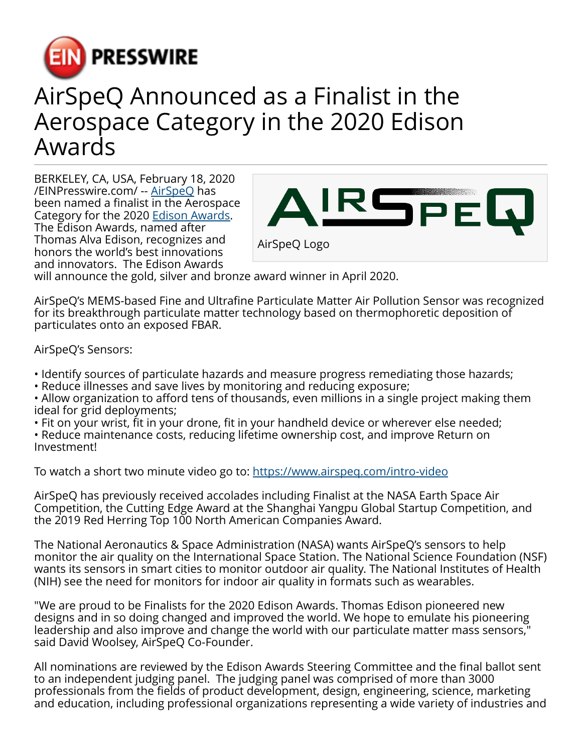# AirSpeQ Announced as a Finalist in the Aerospace Category in the 2020 Edison Awards

BERKELEY, CA, USA, February 18, 2020 /EINPresswire.com/ -- AirSpeQ has been named a finalist in the Aerospace Category for the 2020 Edison Awards. The Edison Awards, named after Thomas Alva Edison, recognizes and honors the world's best innovations and innovators. The Edison Awards will announce the gold, silver and bronze award winner in April 2020.

AirSpeQ Logo

AirSpeQ's MEMS-based Fine and Ultrafine Particulate Matter Air Pollution Sensor was recognized for its breakthrough particulate matter technology based on thermophoretic deposition of particulates onto an exposed FBAR.

AirSpeQ's Sensors:

• Identify sources of particulate hazards and measure progress remediating those hazards;
• Reduce illnesses and save lives by monitoring and reducing exposure;
• Allow organization to afford tens of thousands, even millions in a single project making them ideal for grid deployments;
• Fit on your wrist, fit in your drone, fit in your handheld device or wherever else needed;
• Reduce maintenance costs, reducing lifetime ownership cost, and improve Return on Investment!

To watch a short two minute video go to: https://www.airspeq.com/intro-video

AirSpeQ has previously received accolades including Finalist at the NASA Earth Space Air Competition, the Cutting Edge Award at the Shanghai Yangpu Global Startup Competition, and the 2019 Red Herring Top 100 North American Companies Award.

The National Aeronautics & Space Administration (NASA) wants AirSpeQ's sensors to help monitor the air quality on the International Space Station. The National Science Foundation (NSF) wants its sensors in smart cities to monitor outdoor air quality. The National Institutes of Health (NIH) see the need for monitors for indoor air quality in formats such as wearables.

"We are proud to be Finalists for the 2020 Edison Awards. Thomas Edison pioneered new designs and in so doing changed and improved the world. We hope to emulate his pioneering leadership and also improve and change the world with our particulate matter mass sensors," said David Woolsey, AirSpeQ Co-Founder.

All nominations are reviewed by the Edison Awards Steering Committee and the final ballot sent to an independent judging panel. The judging panel was comprised of more than 3000 professionals from the fields of product development, design, engineering, science, marketing and education, including professional organizations representing a wide variety of industries and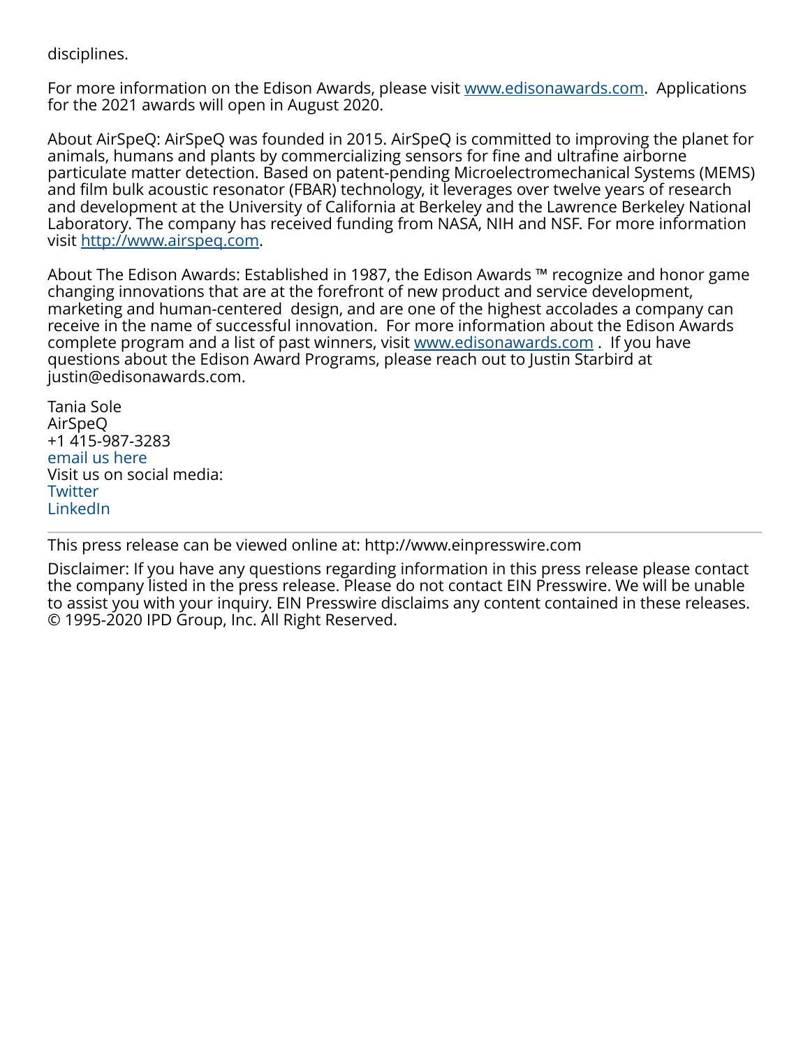disciplines.

For more information on the Edison Awards, please visit [www.edisonawards.com](www.edisonawards.com).  Applications for the 2021 awards will open in August 2020.

About AirSpeQ: AirSpeQ was founded in 2015. AirSpeQ is committed to improving the planet for animals, humans and plants by commercializing sensors for fine and ultrafine airborne particulate matter detection. Based on patent-pending Microelectromechanical Systems (MEMS) and film bulk acoustic resonator (FBAR) technology, it leverages over twelve years of research and development at the University of California at Berkeley and the Lawrence Berkeley National Laboratory. The company has received funding from NASA, NIH and NSF. For more information visit [http://www.airspeq.com](http://www.airspeq.com).

About The Edison Awards: Established in 1987, the Edison Awards ™ recognize and honor game changing innovations that are at the forefront of new product and service development, marketing and human-centered  design, and are one of the highest accolades a company can receive in the name of successful innovation.  For more information about the Edison Awards complete program and a list of past winners, visit [www.edisonawards.com](www.edisonawards.com) .  If you have questions about the Edison Award Programs, please reach out to Justin Starbird at justin@edisonawards.com.

Tania Sole
AirSpeQ
+1 415-987-3283
email us here
Visit us on social media:
Twitter
LinkedIn

---

This press release can be viewed online at: http://www.einpresswire.com

Disclaimer: If you have any questions regarding information in this press release please contact the company listed in the press release. Please do not contact EIN Presswire. We will be unable to assist you with your inquiry. EIN Presswire disclaims any content contained in these releases. © 1995-2020 IPD Group, Inc. All Right Reserved.